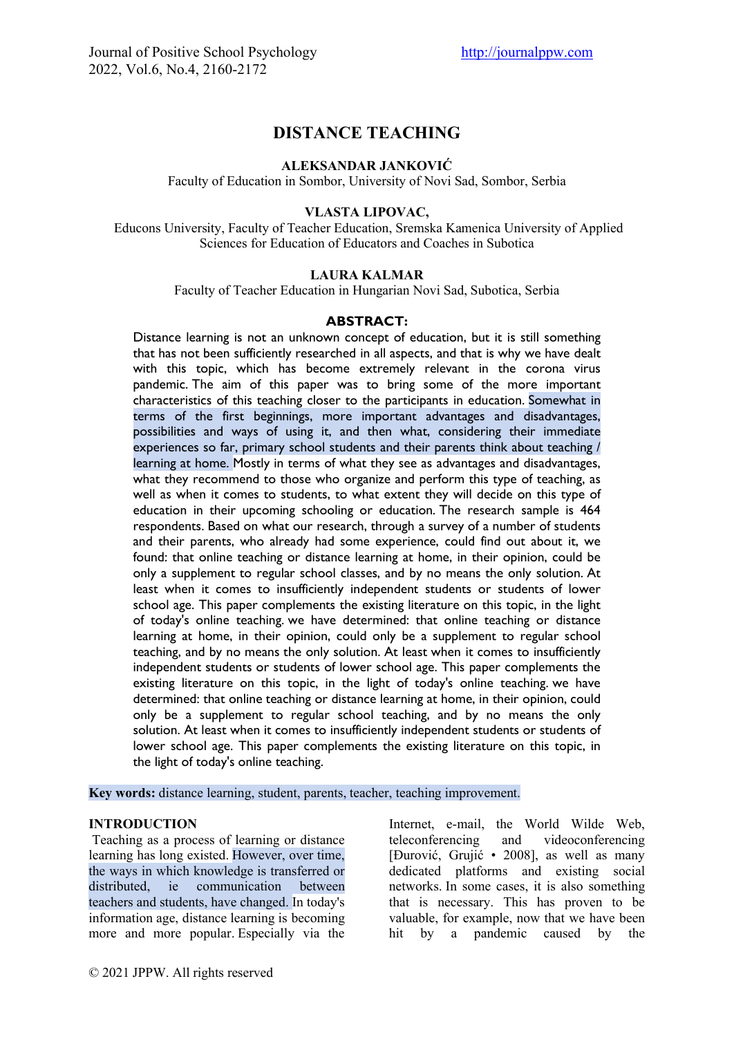# DISTANCE TEACHING

**ALEKSANDAR JANKOVIĆ**
Faculty of Education in Sombor, University of Novi Sad, Sombor, Serbia

**VLASTA LIPOVAC,**
Educons University, Faculty of Teacher Education, Sremska Kamenica University of Applied Sciences for Education of Educators and Coaches in Subotica

**LAURA KALMAR**
Faculty of Teacher Education in Hungarian Novi Sad, Subotica, Serbia

## ABSTRACT:

Distance learning is not an unknown concept of education, but it is still something that has not been sufficiently researched in all aspects, and that is why we have dealt with this topic, which has become extremely relevant in the corona virus pandemic. The aim of this paper was to bring some of the more important characteristics of this teaching closer to the participants in education. Somewhat in terms of the first beginnings, more important advantages and disadvantages, possibilities and ways of using it, and then what, considering their immediate experiences so far, primary school students and their parents think about teaching / learning at home. Mostly in terms of what they see as advantages and disadvantages, what they recommend to those who organize and perform this type of teaching, as well as when it comes to students, to what extent they will decide on this type of education in their upcoming schooling or education. The research sample is 464 respondents. Based on what our research, through a survey of a number of students and their parents, who already had some experience, could find out about it, we found: that online teaching or distance learning at home, in their opinion, could be only a supplement to regular school classes, and by no means the only solution. At least when it comes to insufficiently independent students or students of lower school age. This paper complements the existing literature on this topic, in the light of today's online teaching. we have determined: that online teaching or distance learning at home, in their opinion, could only be a supplement to regular school teaching, and by no means the only solution. At least when it comes to insufficiently independent students or students of lower school age. This paper complements the existing literature on this topic, in the light of today's online teaching. we have determined: that online teaching or distance learning at home, in their opinion, could only be a supplement to regular school teaching, and by no means the only solution. At least when it comes to insufficiently independent students or students of lower school age. This paper complements the existing literature on this topic, in the light of today's online teaching.

**Key words:** distance learning, student, parents, teacher, teaching improvement.

## INTRODUCTION

Teaching as a process of learning or distance learning has long existed. However, over time, the ways in which knowledge is transferred or distributed, ie communication between teachers and students, have changed. In today's information age, distance learning is becoming more and more popular. Especially via the Internet, e-mail, the World Wilde Web, teleconferencing and videoconferencing [Đurović, Grujić • 2008], as well as many dedicated platforms and existing social networks. In some cases, it is also something that is necessary. This has proven to be valuable, for example, now that we have been hit by a pandemic caused by the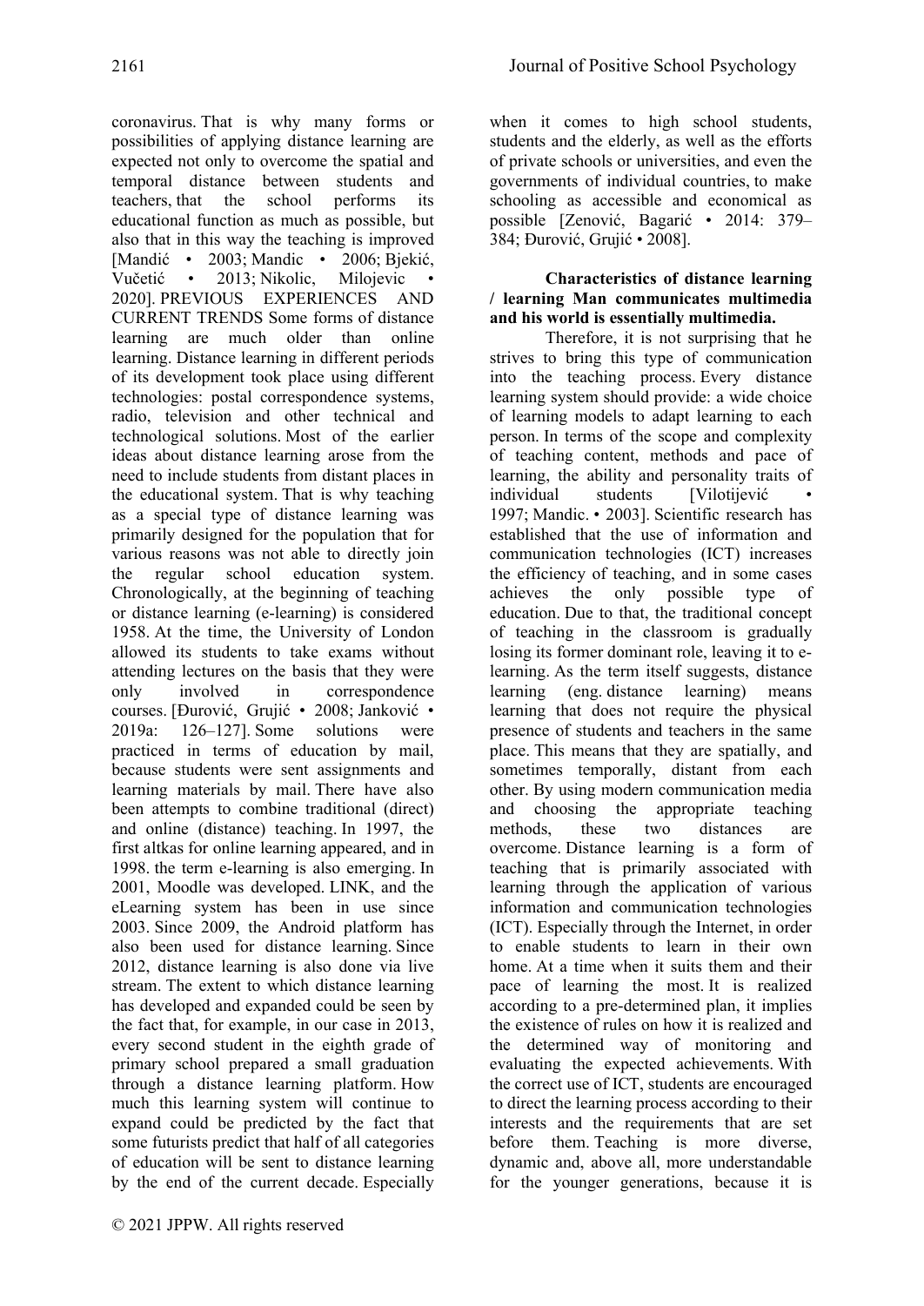coronavirus. That is why many forms or possibilities of applying distance learning are expected not only to overcome the spatial and temporal distance between students and teachers, that the school performs its educational function as much as possible, but also that in this way the teaching is improved [Mandić • 2003; Mandic • 2006; Bjekić, Vučetić • 2013; Nikolic, Milojevic • 2020]. PREVIOUS EXPERIENCES AND CURRENT TRENDS Some forms of distance learning are much older than online learning. Distance learning in different periods of its development took place using different technologies: postal correspondence systems, radio, television and other technical and technological solutions. Most of the earlier ideas about distance learning arose from the need to include students from distant places in the educational system. That is why teaching as a special type of distance learning was primarily designed for the population that for various reasons was not able to directly join the regular school education system. Chronologically, at the beginning of teaching or distance learning (e-learning) is considered 1958. At the time, the University of London allowed its students to take exams without attending lectures on the basis that they were only involved in correspondence courses. [Đurović, Grujić • 2008; Janković • 2019a: 126–127]. Some solutions were practiced in terms of education by mail, because students were sent assignments and learning materials by mail. There have also been attempts to combine traditional (direct) and online (distance) teaching. In 1997, the first altkas for online learning appeared, and in 1998. the term e-learning is also emerging. In 2001, Moodle was developed. LINK, and the eLearning system has been in use since 2003. Since 2009, the Android platform has also been used for distance learning. Since 2012, distance learning is also done via live stream. The extent to which distance learning has developed and expanded could be seen by the fact that, for example, in our case in 2013, every second student in the eighth grade of primary school prepared a small graduation through a distance learning platform. How much this learning system will continue to expand could be predicted by the fact that some futurists predict that half of all categories of education will be sent to distance learning by the end of the current decade. Especially when it comes to high school students, students and the elderly, as well as the efforts of private schools or universities, and even the governments of individual countries, to make schooling as accessible and economical as possible [Zenović, Bagarić • 2014: 379–384; Đurović, Grujić • 2008].

**Characteristics of distance learning / learning Man communicates multimedia and his world is essentially multimedia.**

Therefore, it is not surprising that he strives to bring this type of communication into the teaching process. Every distance learning system should provide: a wide choice of learning models to adapt learning to each person. In terms of the scope and complexity of teaching content, methods and pace of learning, the ability and personality traits of individual students [Vilotijević • 1997; Mandic. • 2003]. Scientific research has established that the use of information and communication technologies (ICT) increases the efficiency of teaching, and in some cases achieves the only possible type of education. Due to that, the traditional concept of teaching in the classroom is gradually losing its former dominant role, leaving it to e-learning. As the term itself suggests, distance learning (eng. distance learning) means learning that does not require the physical presence of students and teachers in the same place. This means that they are spatially, and sometimes temporally, distant from each other. By using modern communication media and choosing the appropriate teaching methods, these two distances are overcome. Distance learning is a form of teaching that is primarily associated with learning through the application of various information and communication technologies (ICT). Especially through the Internet, in order to enable students to learn in their own home. At a time when it suits them and their pace of learning the most. It is realized according to a pre-determined plan, it implies the existence of rules on how it is realized and the determined way of monitoring and evaluating the expected achievements. With the correct use of ICT, students are encouraged to direct the learning process according to their interests and the requirements that are set before them. Teaching is more diverse, dynamic and, above all, more understandable for the younger generations, because it is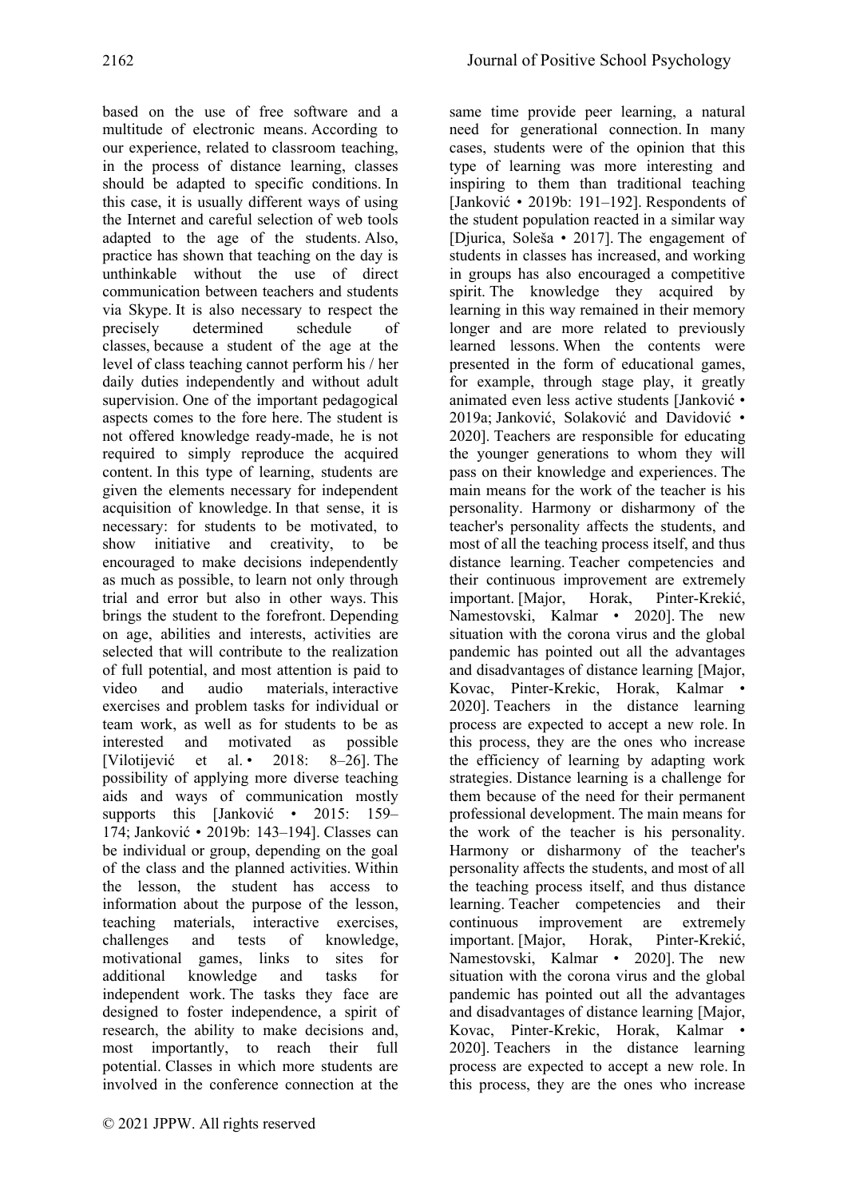based on the use of free software and a multitude of electronic means. According to our experience, related to classroom teaching, in the process of distance learning, classes should be adapted to specific conditions. In this case, it is usually different ways of using the Internet and careful selection of web tools adapted to the age of the students. Also, practice has shown that teaching on the day is unthinkable without the use of direct communication between teachers and students via Skype. It is also necessary to respect the precisely determined schedule of classes, because a student of the age at the level of class teaching cannot perform his / her daily duties independently and without adult supervision. One of the important pedagogical aspects comes to the fore here. The student is not offered knowledge ready-made, he is not required to simply reproduce the acquired content. In this type of learning, students are given the elements necessary for independent acquisition of knowledge. In that sense, it is necessary: for students to be motivated, to show initiative and creativity, to be encouraged to make decisions independently as much as possible, to learn not only through trial and error but also in other ways. This brings the student to the forefront. Depending on age, abilities and interests, activities are selected that will contribute to the realization of full potential, and most attention is paid to video and audio materials, interactive exercises and problem tasks for individual or team work, as well as for students to be as interested and motivated as possible [Vilotijević et al. • 2018: 8–26]. The possibility of applying more diverse teaching aids and ways of communication mostly supports this [Janković • 2015: 159–174; Janković • 2019b: 143–194]. Classes can be individual or group, depending on the goal of the class and the planned activities. Within the lesson, the student has access to information about the purpose of the lesson, teaching materials, interactive exercises, challenges and tests of knowledge, motivational games, links to sites for additional knowledge and tasks for independent work. The tasks they face are designed to foster independence, a spirit of research, the ability to make decisions and, most importantly, to reach their full potential. Classes in which more students are involved in the conference connection at the same time provide peer learning, a natural need for generational connection. In many cases, students were of the opinion that this type of learning was more interesting and inspiring to them than traditional teaching [Janković • 2019b: 191–192]. Respondents of the student population reacted in a similar way [Djurica, Soleša • 2017]. The engagement of students in classes has increased, and working in groups has also encouraged a competitive spirit. The knowledge they acquired by learning in this way remained in their memory longer and are more related to previously learned lessons. When the contents were presented in the form of educational games, for example, through stage play, it greatly animated even less active students [Janković • 2019a; Janković, Solaković and Davidović • 2020]. Teachers are responsible for educating the younger generations to whom they will pass on their knowledge and experiences. The main means for the work of the teacher is his personality. Harmony or disharmony of the teacher's personality affects the students, and most of all the teaching process itself, and thus distance learning. Teacher competencies and their continuous improvement are extremely important. [Major, Horak, Pinter-Krekić, Namestovski, Kalmar • 2020]. The new situation with the corona virus and the global pandemic has pointed out all the advantages and disadvantages of distance learning [Major, Kovac, Pinter-Krekic, Horak, Kalmar • 2020]. Teachers in the distance learning process are expected to accept a new role. In this process, they are the ones who increase the efficiency of learning by adapting work strategies. Distance learning is a challenge for them because of the need for their permanent professional development. The main means for the work of the teacher is his personality. Harmony or disharmony of the teacher's personality affects the students, and most of all the teaching process itself, and thus distance learning. Teacher competencies and their continuous improvement are extremely important. [Major, Horak, Pinter-Krekić, Namestovski, Kalmar • 2020]. The new situation with the corona virus and the global pandemic has pointed out all the advantages and disadvantages of distance learning [Major, Kovac, Pinter-Krekic, Horak, Kalmar • 2020]. Teachers in the distance learning process are expected to accept a new role. In this process, they are the ones who increase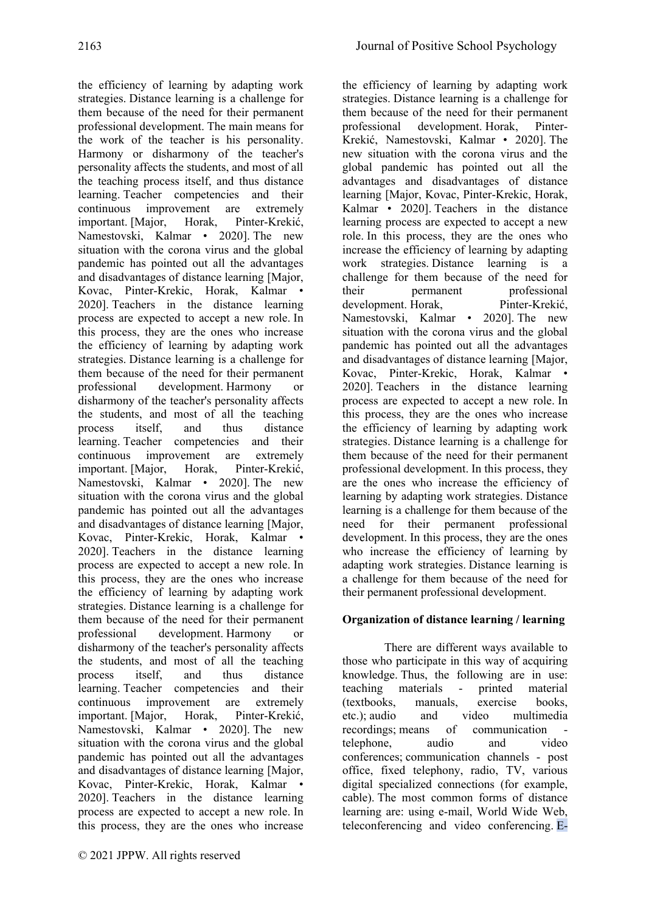the efficiency of learning by adapting work strategies. Distance learning is a challenge for them because of the need for their permanent professional development. The main means for the work of the teacher is his personality. Harmony or disharmony of the teacher's personality affects the students, and most of all the teaching process itself, and thus distance learning. Teacher competencies and their continuous improvement are extremely important. [Major, Horak, Pinter-Krekić, Namestovski, Kalmar • 2020]. The new situation with the corona virus and the global pandemic has pointed out all the advantages and disadvantages of distance learning [Major, Kovac, Pinter-Krekic, Horak, Kalmar • 2020]. Teachers in the distance learning process are expected to accept a new role. In this process, they are the ones who increase the efficiency of learning by adapting work strategies. Distance learning is a challenge for them because of the need for their permanent professional development. Harmony or disharmony of the teacher's personality affects the students, and most of all the teaching process itself, and thus distance learning. Teacher competencies and their continuous improvement are extremely important. [Major, Horak, Pinter-Krekić, Namestovski, Kalmar • 2020]. The new situation with the corona virus and the global pandemic has pointed out all the advantages and disadvantages of distance learning [Major, Kovac, Pinter-Krekic, Horak, Kalmar • 2020]. Teachers in the distance learning process are expected to accept a new role. In this process, they are the ones who increase the efficiency of learning by adapting work strategies. Distance learning is a challenge for them because of the need for their permanent professional development. Harmony or disharmony of the teacher's personality affects the students, and most of all the teaching process itself, and thus distance learning. Teacher competencies and their continuous improvement are extremely important. [Major, Horak, Pinter-Krekić, Namestovski, Kalmar • 2020]. The new situation with the corona virus and the global pandemic has pointed out all the advantages and disadvantages of distance learning [Major, Kovac, Pinter-Krekic, Horak, Kalmar • 2020]. Teachers in the distance learning process are expected to accept a new role. In this process, they are the ones who increase the efficiency of learning by adapting work strategies. Distance learning is a challenge for them because of the need for their permanent professional development. Horak, Pinter-Krekić, Namestovski, Kalmar • 2020]. The new situation with the corona virus and the global pandemic has pointed out all the advantages and disadvantages of distance learning [Major, Kovac, Pinter-Krekic, Horak, Kalmar • 2020]. Teachers in the distance learning process are expected to accept a new role. In this process, they are the ones who increase the efficiency of learning by adapting work strategies. Distance learning is a challenge for them because of the need for their permanent professional development. Horak, Pinter-Krekić, Namestovski, Kalmar • 2020]. The new situation with the corona virus and the global pandemic has pointed out all the advantages and disadvantages of distance learning [Major, Kovac, Pinter-Krekic, Horak, Kalmar • 2020]. Teachers in the distance learning process are expected to accept a new role. In this process, they are the ones who increase the efficiency of learning by adapting work strategies. Distance learning is a challenge for them because of the need for their permanent professional development. In this process, they are the ones who increase the efficiency of learning by adapting work strategies. Distance learning is a challenge for them because of the need for their permanent professional development. In this process, they are the ones who increase the efficiency of learning by adapting work strategies. Distance learning is a challenge for them because of the need for their permanent professional development.

**Organization of distance learning / learning**

There are different ways available to those who participate in this way of acquiring knowledge. Thus, the following are in use: teaching materials - printed material (textbooks, manuals, exercise books, etc.); audio and video multimedia recordings; means of communication - telephone, audio and video conferences; communication channels - post office, fixed telephony, radio, TV, various digital specialized connections (for example, cable). The most common forms of distance learning are: using e-mail, World Wide Web, teleconferencing and video conferencing. E-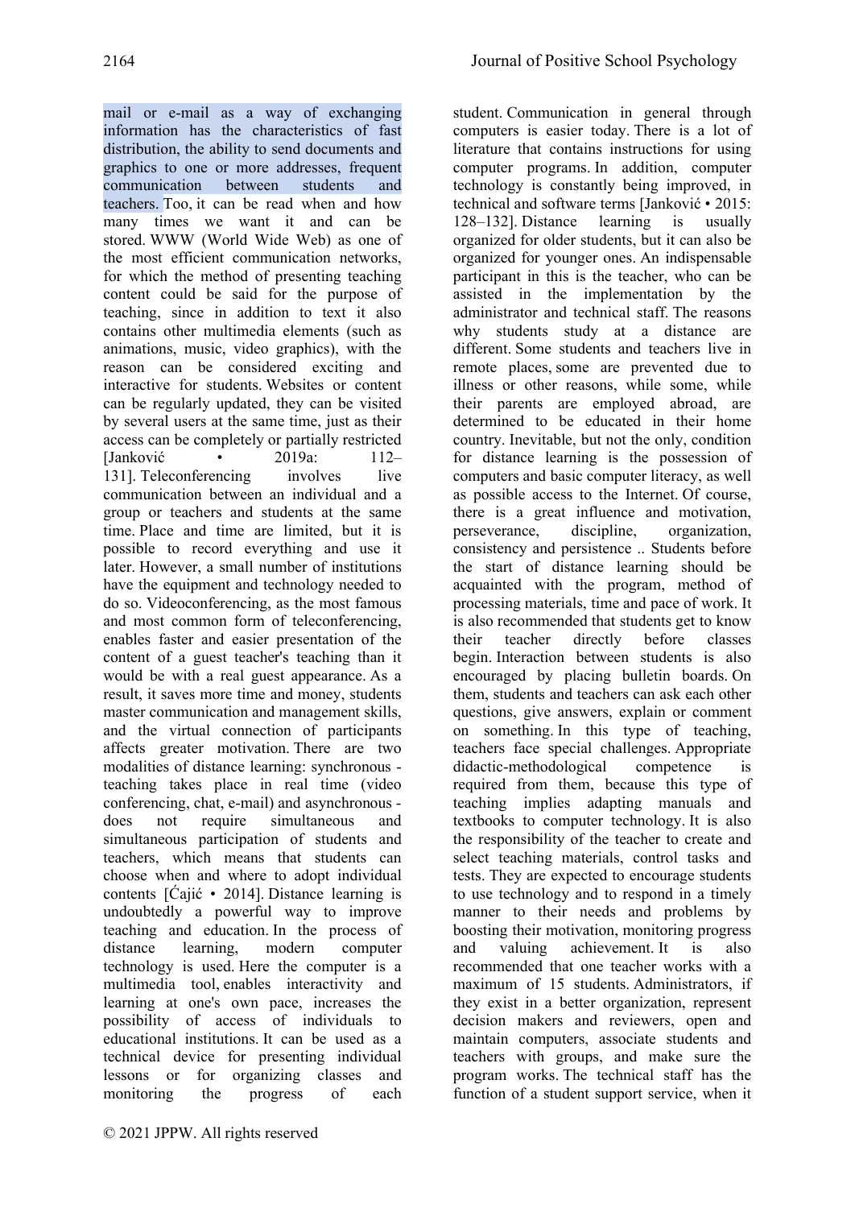mail or e-mail as a way of exchanging information has the characteristics of fast distribution, the ability to send documents and graphics to one or more addresses, frequent communication between students and teachers. Too, it can be read when and how many times we want it and can be stored. WWW (World Wide Web) as one of the most efficient communication networks, for which the method of presenting teaching content could be said for the purpose of teaching, since in addition to text it also contains other multimedia elements (such as animations, music, video graphics), with the reason can be considered exciting and interactive for students. Websites or content can be regularly updated, they can be visited by several users at the same time, just as their access can be completely or partially restricted [Janković • 2019a: 112–131]. Teleconferencing involves live communication between an individual and a group or teachers and students at the same time. Place and time are limited, but it is possible to record everything and use it later. However, a small number of institutions have the equipment and technology needed to do so. Videoconferencing, as the most famous and most common form of teleconferencing, enables faster and easier presentation of the content of a guest teacher's teaching than it would be with a real guest appearance. As a result, it saves more time and money, students master communication and management skills, and the virtual connection of participants affects greater motivation. There are two modalities of distance learning: synchronous - teaching takes place in real time (video conferencing, chat, e-mail) and asynchronous - does not require simultaneous and simultaneous participation of students and teachers, which means that students can choose when and where to adopt individual contents [Ćajić • 2014]. Distance learning is undoubtedly a powerful way to improve teaching and education. In the process of distance learning, modern computer technology is used. Here the computer is a multimedia tool, enables interactivity and learning at one's own pace, increases the possibility of access of individuals to educational institutions. It can be used as a technical device for presenting individual lessons or for organizing classes and monitoring the progress of each student. Communication in general through computers is easier today. There is a lot of literature that contains instructions for using computer programs. In addition, computer technology is constantly being improved, in technical and software terms [Janković • 2015: 128–132]. Distance learning is usually organized for older students, but it can also be organized for younger ones. An indispensable participant in this is the teacher, who can be assisted in the implementation by the administrator and technical staff. The reasons why students study at a distance are different. Some students and teachers live in remote places, some are prevented due to illness or other reasons, while some, while their parents are employed abroad, are determined to be educated in their home country. Inevitable, but not the only, condition for distance learning is the possession of computers and basic computer literacy, as well as possible access to the Internet. Of course, there is a great influence and motivation, perseverance, discipline, organization, consistency and persistence .. Students before the start of distance learning should be acquainted with the program, method of processing materials, time and pace of work. It is also recommended that students get to know their teacher directly before classes begin. Interaction between students is also encouraged by placing bulletin boards. On them, students and teachers can ask each other questions, give answers, explain or comment on something. In this type of teaching, teachers face special challenges. Appropriate didactic-methodological competence is required from them, because this type of teaching implies adapting manuals and textbooks to computer technology. It is also the responsibility of the teacher to create and select teaching materials, control tasks and tests. They are expected to encourage students to use technology and to respond in a timely manner to their needs and problems by boosting their motivation, monitoring progress and valuing achievement. It is also recommended that one teacher works with a maximum of 15 students. Administrators, if they exist in a better organization, represent decision makers and reviewers, open and maintain computers, associate students and teachers with groups, and make sure the program works. The technical staff has the function of a student support service, when it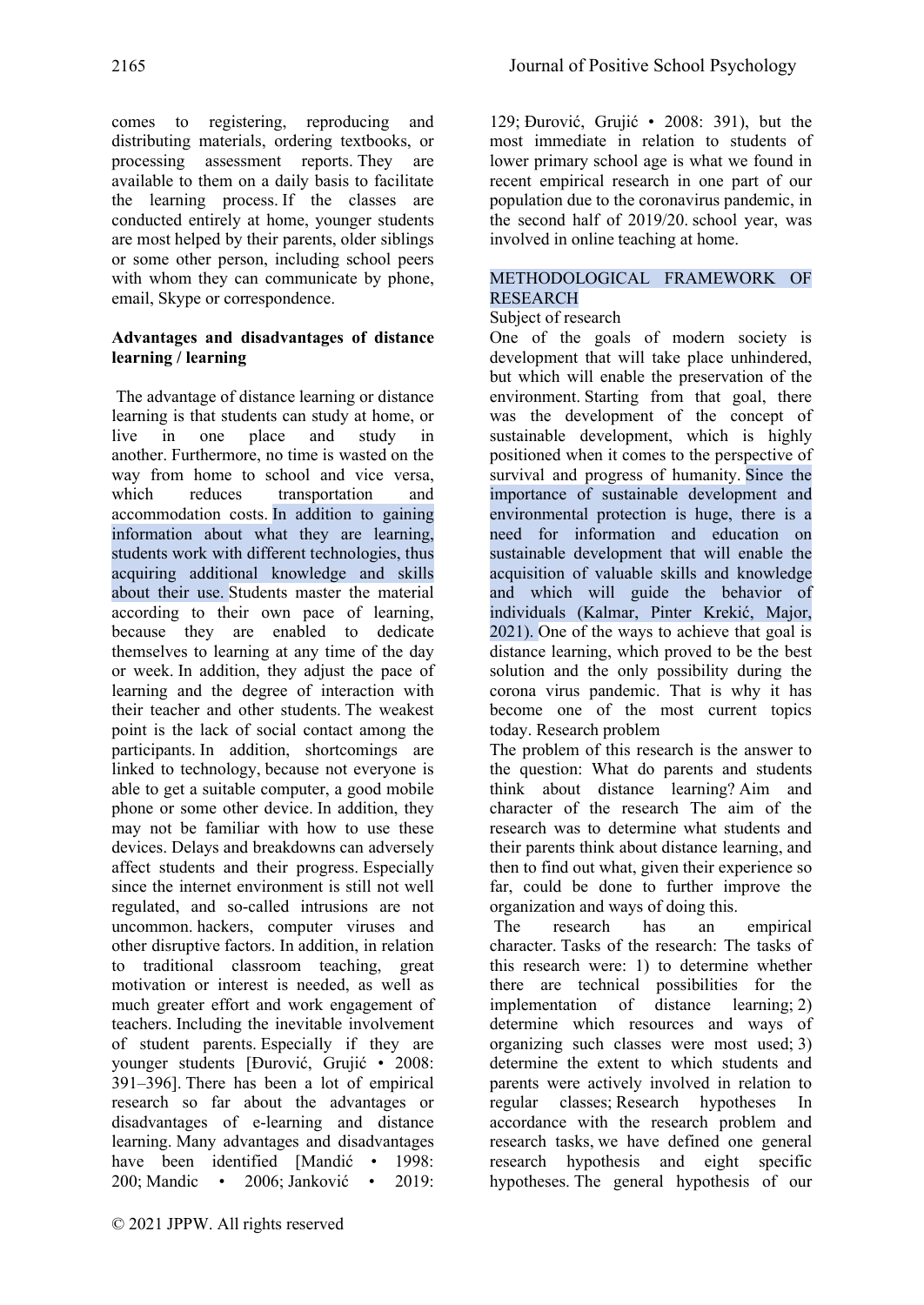comes to registering, reproducing and distributing materials, ordering textbooks, or processing assessment reports. They are available to them on a daily basis to facilitate the learning process. If the classes are conducted entirely at home, younger students are most helped by their parents, older siblings or some other person, including school peers with whom they can communicate by phone, email, Skype or correspondence.

**Advantages and disadvantages of distance learning / learning**

The advantage of distance learning or distance learning is that students can study at home, or live in one place and study in another. Furthermore, no time is wasted on the way from home to school and vice versa, which reduces transportation and accommodation costs. In addition to gaining information about what they are learning, students work with different technologies, thus acquiring additional knowledge and skills about their use. Students master the material according to their own pace of learning, because they are enabled to dedicate themselves to learning at any time of the day or week. In addition, they adjust the pace of learning and the degree of interaction with their teacher and other students. The weakest point is the lack of social contact among the participants. In addition, shortcomings are linked to technology, because not everyone is able to get a suitable computer, a good mobile phone or some other device. In addition, they may not be familiar with how to use these devices. Delays and breakdowns can adversely affect students and their progress. Especially since the internet environment is still not well regulated, and so-called intrusions are not uncommon. hackers, computer viruses and other disruptive factors. In addition, in relation to traditional classroom teaching, great motivation or interest is needed, as well as much greater effort and work engagement of teachers. Including the inevitable involvement of student parents. Especially if they are younger students [Đurović, Grujić • 2008: 391–396]. There has been a lot of empirical research so far about the advantages or disadvantages of e-learning and distance learning. Many advantages and disadvantages have been identified [Mandić • 1998: 200; Mandic • 2006; Janković • 2019: 129; Đurović, Grujić • 2008: 391), but the most immediate in relation to students of lower primary school age is what we found in recent empirical research in one part of our population due to the coronavirus pandemic, in the second half of 2019/20. school year, was involved in online teaching at home.

## METHODOLOGICAL FRAMEWORK OF RESEARCH

Subject of research

One of the goals of modern society is development that will take place unhindered, but which will enable the preservation of the environment. Starting from that goal, there was the development of the concept of sustainable development, which is highly positioned when it comes to the perspective of survival and progress of humanity. Since the importance of sustainable development and environmental protection is huge, there is a need for information and education on sustainable development that will enable the acquisition of valuable skills and knowledge and which will guide the behavior of individuals (Kalmar, Pinter Krekić, Major, 2021). One of the ways to achieve that goal is distance learning, which proved to be the best solution and the only possibility during the corona virus pandemic. That is why it has become one of the most current topics today. Research problem

The problem of this research is the answer to the question: What do parents and students think about distance learning? Aim and character of the research The aim of the research was to determine what students and their parents think about distance learning, and then to find out what, given their experience so far, could be done to further improve the organization and ways of doing this.

The research has an empirical character. Tasks of the research: The tasks of this research were: 1) to determine whether there are technical possibilities for the implementation of distance learning; 2) determine which resources and ways of organizing such classes were most used; 3) determine the extent to which students and parents were actively involved in relation to regular classes; Research hypotheses In accordance with the research problem and research tasks, we have defined one general research hypothesis and eight specific hypotheses. The general hypothesis of our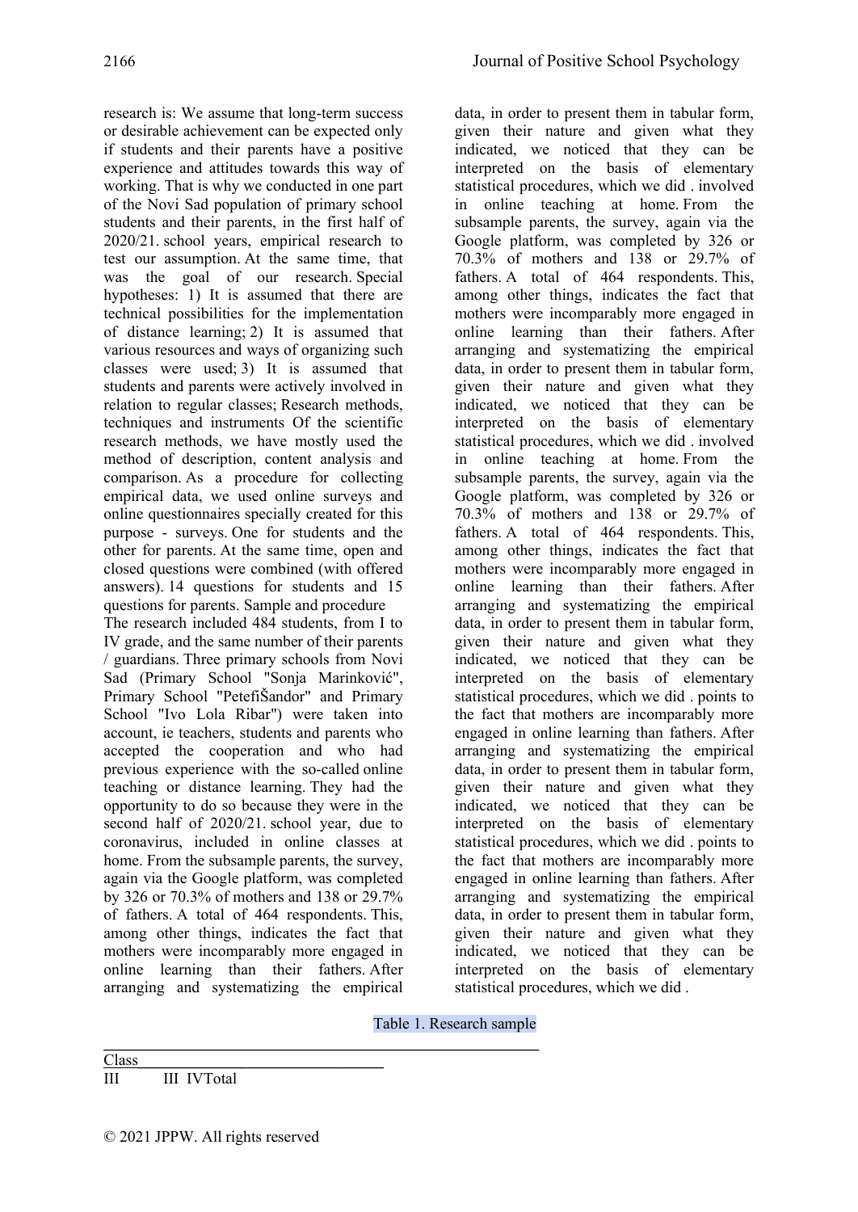research is: We assume that long-term success or desirable achievement can be expected only if students and their parents have a positive experience and attitudes towards this way of working. That is why we conducted in one part of the Novi Sad population of primary school students and their parents, in the first half of 2020/21. school years, empirical research to test our assumption. At the same time, that was the goal of our research. Special hypotheses: 1) It is assumed that there are technical possibilities for the implementation of distance learning; 2) It is assumed that various resources and ways of organizing such classes were used; 3) It is assumed that students and parents were actively involved in relation to regular classes; Research methods, techniques and instruments Of the scientific research methods, we have mostly used the method of description, content analysis and comparison. As a procedure for collecting empirical data, we used online surveys and online questionnaires specially created for this purpose - surveys. One for students and the other for parents. At the same time, open and closed questions were combined (with offered answers). 14 questions for students and 15 questions for parents. Sample and procedure

The research included 484 students, from I to IV grade, and the same number of their parents / guardians. Three primary schools from Novi Sad (Primary School "Sonja Marinković", Primary School "PetefiŠandor" and Primary School "Ivo Lola Ribar") were taken into account, ie teachers, students and parents who accepted the cooperation and who had previous experience with the so-called online teaching or distance learning. They had the opportunity to do so because they were in the second half of 2020/21. school year, due to coronavirus, included in online classes at home. From the subsample parents, the survey, again via the Google platform, was completed by 326 or 70.3% of mothers and 138 or 29.7% of fathers. A total of 464 respondents. This, among other things, indicates the fact that mothers were incomparably more engaged in online learning than their fathers. After arranging and systematizing the empirical data, in order to present them in tabular form, given their nature and given what they indicated, we noticed that they can be interpreted on the basis of elementary statistical procedures, which we did . involved in online teaching at home. From the subsample parents, the survey, again via the Google platform, was completed by 326 or 70.3% of mothers and 138 or 29.7% of fathers. A total of 464 respondents. This, among other things, indicates the fact that mothers were incomparably more engaged in online learning than their fathers. After arranging and systematizing the empirical data, in order to present them in tabular form, given their nature and given what they indicated, we noticed that they can be interpreted on the basis of elementary statistical procedures, which we did . involved in online teaching at home. From the subsample parents, the survey, again via the Google platform, was completed by 326 or 70.3% of mothers and 138 or 29.7% of fathers. A total of 464 respondents. This, among other things, indicates the fact that mothers were incomparably more engaged in online learning than their fathers. After arranging and systematizing the empirical data, in order to present them in tabular form, given their nature and given what they indicated, we noticed that they can be interpreted on the basis of elementary statistical procedures, which we did . points to the fact that mothers are incomparably more engaged in online learning than fathers. After arranging and systematizing the empirical data, in order to present them in tabular form, given their nature and given what they indicated, we noticed that they can be interpreted on the basis of elementary statistical procedures, which we did . points to the fact that mothers are incomparably more engaged in online learning than fathers. After arranging and systematizing the empirical data, in order to present them in tabular form, given their nature and given what they indicated, we noticed that they can be interpreted on the basis of elementary statistical procedures, which we did .

Table 1. Research sample

| Class | | | |
|---|---|---|---|
| III | III | IV | Total |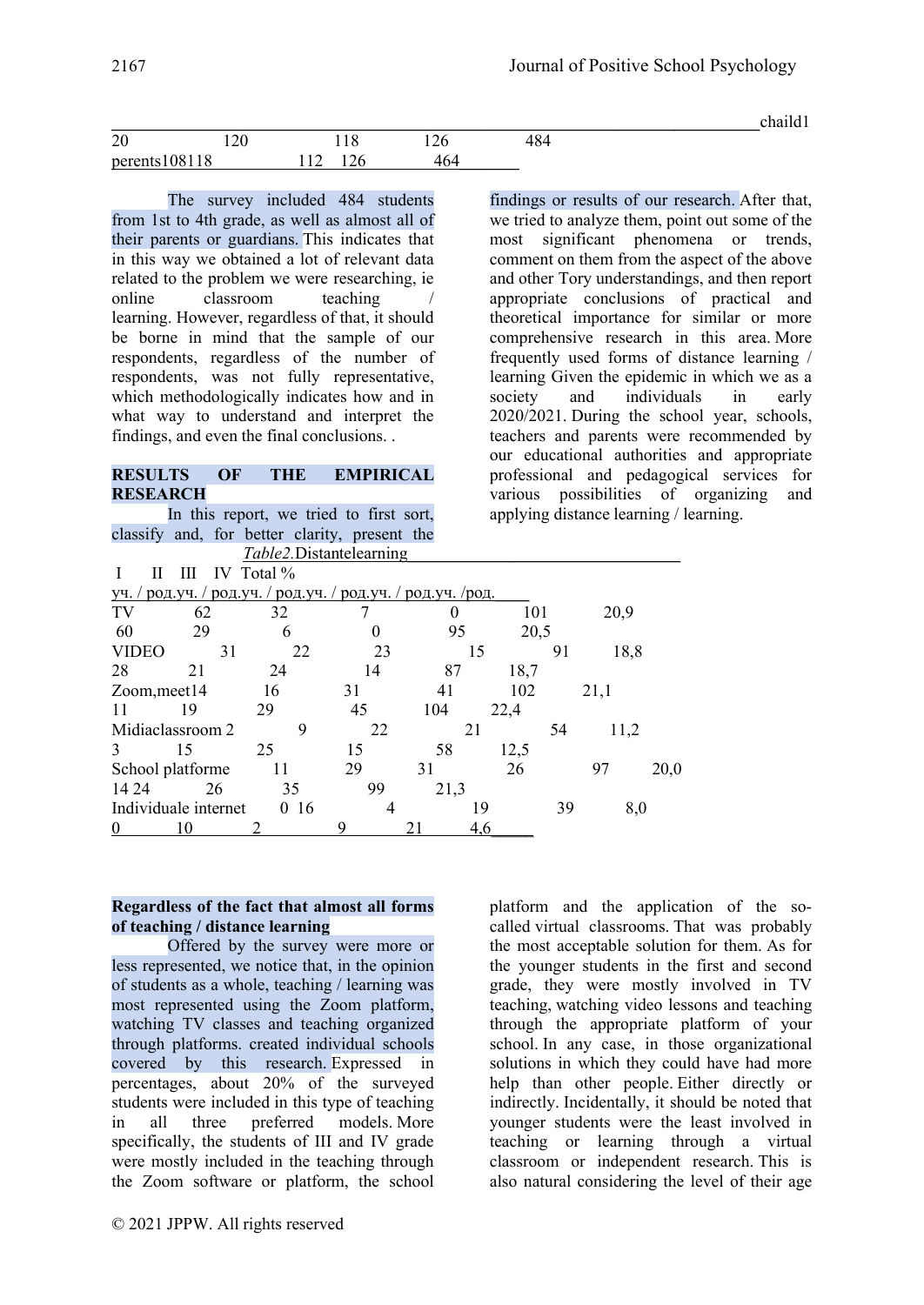| | | | | | chaild1 |
|---|---|---|---|---|---|
| 20 | 120 | 118 | 126 | 484 | |
| perents108118 | | 112 126 | 464 | | |

The survey included 484 students from 1st to 4th grade, as well as almost all of their parents or guardians. This indicates that in this way we obtained a lot of relevant data related to the problem we were researching, ie online classroom teaching / learning. However, regardless of that, it should be borne in mind that the sample of our respondents, regardless of the number of respondents, was not fully representative, which methodologically indicates how and in what way to understand and interpret the findings, and even the final conclusions. .

## RESULTS OF THE EMPIRICAL RESEARCH

In this report, we tried to first sort, classify and, for better clarity, present the findings or results of our research. After that, we tried to analyze them, point out some of the most significant phenomena or trends, comment on them from the aspect of the above and other Tory understandings, and then report appropriate conclusions of practical and theoretical importance for similar or more comprehensive research in this area. More frequently used forms of distance learning / learning Given the epidemic in which we as a society and individuals in early 2020/2021. During the school year, schools, teachers and parents were recommended by our educational authorities and appropriate professional and pedagogical services for various possibilities of organizing and applying distance learning / learning.

*Table2.* Distantelearning

| | I | II | III | IV | Total | % |
|---|---|---|---|---|---|---|
| | уч. / род. | уч. / род. | уч. / род. | уч. / род. | уч. /род. | |
| TV | 62 | 32 | 7 | 0 | 101 | 20,9 |
| | 60 | 29 | 6 | 0 | 95 | 20,5 |
| VIDEO | 31 | 22 | 23 | 15 | 91 | 18,8 |
| | 28 | 21 | 24 | 14 | 87 | 18,7 |
| Zoom,meet | 14 | 16 | 31 | 41 | 102 | 21,1 |
| | 11 | 19 | 29 | 45 | 104 | 22,4 |
| Midiaclassroom | 2 | 9 | 22 | 21 | 54 | 11,2 |
| | 3 | 15 | 25 | 15 | 58 | 12,5 |
| School platforme | 11 | 29 | 31 | 26 | 97 | 20,0 |
| | 14 | 24 | 26 | 35 | 99 | 21,3 |
| Individuale internet | 0 | 16 | 4 | 19 | 39 | 8,0 |
| | 0 | 10 | 2 | 9 | 21 | 4,6 |

**Regardless of the fact that almost all forms of teaching / distance learning**

Offered by the survey were more or less represented, we notice that, in the opinion of students as a whole, teaching / learning was most represented using the Zoom platform, watching TV classes and teaching organized through platforms. created individual schools covered by this research. Expressed in percentages, about 20% of the surveyed students were included in this type of teaching in all three preferred models. More specifically, the students of III and IV grade were mostly included in the teaching through the Zoom software or platform, the school platform and the application of the so-called virtual classrooms. That was probably the most acceptable solution for them. As for the younger students in the first and second grade, they were mostly involved in TV teaching, watching video lessons and teaching through the appropriate platform of your school. In any case, in those organizational solutions in which they could have had more help than other people. Either directly or indirectly. Incidentally, it should be noted that younger students were the least involved in teaching or learning through a virtual classroom or independent research. This is also natural considering the level of their age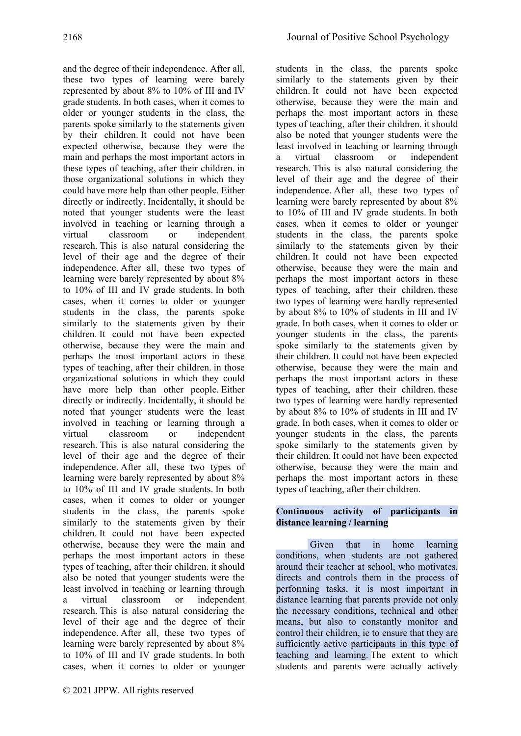and the degree of their independence. After all, these two types of learning were barely represented by about 8% to 10% of III and IV grade students. In both cases, when it comes to older or younger students in the class, the parents spoke similarly to the statements given by their children. It could not have been expected otherwise, because they were the main and perhaps the most important actors in these types of teaching, after their children. in those organizational solutions in which they could have more help than other people. Either directly or indirectly. Incidentally, it should be noted that younger students were the least involved in teaching or learning through a virtual classroom or independent research. This is also natural considering the level of their age and the degree of their independence. After all, these two types of learning were barely represented by about 8% to 10% of III and IV grade students. In both cases, when it comes to older or younger students in the class, the parents spoke similarly to the statements given by their children. It could not have been expected otherwise, because they were the main and perhaps the most important actors in these types of teaching, after their children. in those organizational solutions in which they could have more help than other people. Either directly or indirectly. Incidentally, it should be noted that younger students were the least involved in teaching or learning through a virtual classroom or independent research. This is also natural considering the level of their age and the degree of their independence. After all, these two types of learning were barely represented by about 8% to 10% of III and IV grade students. In both cases, when it comes to older or younger students in the class, the parents spoke similarly to the statements given by their children. It could not have been expected otherwise, because they were the main and perhaps the most important actors in these types of teaching, after their children. it should also be noted that younger students were the least involved in teaching or learning through a virtual classroom or independent research. This is also natural considering the level of their age and the degree of their independence. After all, these two types of learning were barely represented by about 8% to 10% of III and IV grade students. In both cases, when it comes to older or younger students in the class, the parents spoke similarly to the statements given by their children. It could not have been expected otherwise, because they were the main and perhaps the most important actors in these types of teaching, after their children. it should also be noted that younger students were the least involved in teaching or learning through a virtual classroom or independent research. This is also natural considering the level of their age and the degree of their independence. After all, these two types of learning were barely represented by about 8% to 10% of III and IV grade students. In both cases, when it comes to older or younger students in the class, the parents spoke similarly to the statements given by their children. It could not have been expected otherwise, because they were the main and perhaps the most important actors in these types of teaching, after their children. these two types of learning were hardly represented by about 8% to 10% of students in III and IV grade. In both cases, when it comes to older or younger students in the class, the parents spoke similarly to the statements given by their children. It could not have been expected otherwise, because they were the main and perhaps the most important actors in these types of teaching, after their children. these two types of learning were hardly represented by about 8% to 10% of students in III and IV grade. In both cases, when it comes to older or younger students in the class, the parents spoke similarly to the statements given by their children. It could not have been expected otherwise, because they were the main and perhaps the most important actors in these types of teaching, after their children.

**Continuous activity of participants in distance learning / learning**

Given that in home learning conditions, when students are not gathered around their teacher at school, who motivates, directs and controls them in the process of performing tasks, it is most important in distance learning that parents provide not only the necessary conditions, technical and other means, but also to constantly monitor and control their children, ie to ensure that they are sufficiently active participants in this type of teaching and learning. The extent to which students and parents were actually actively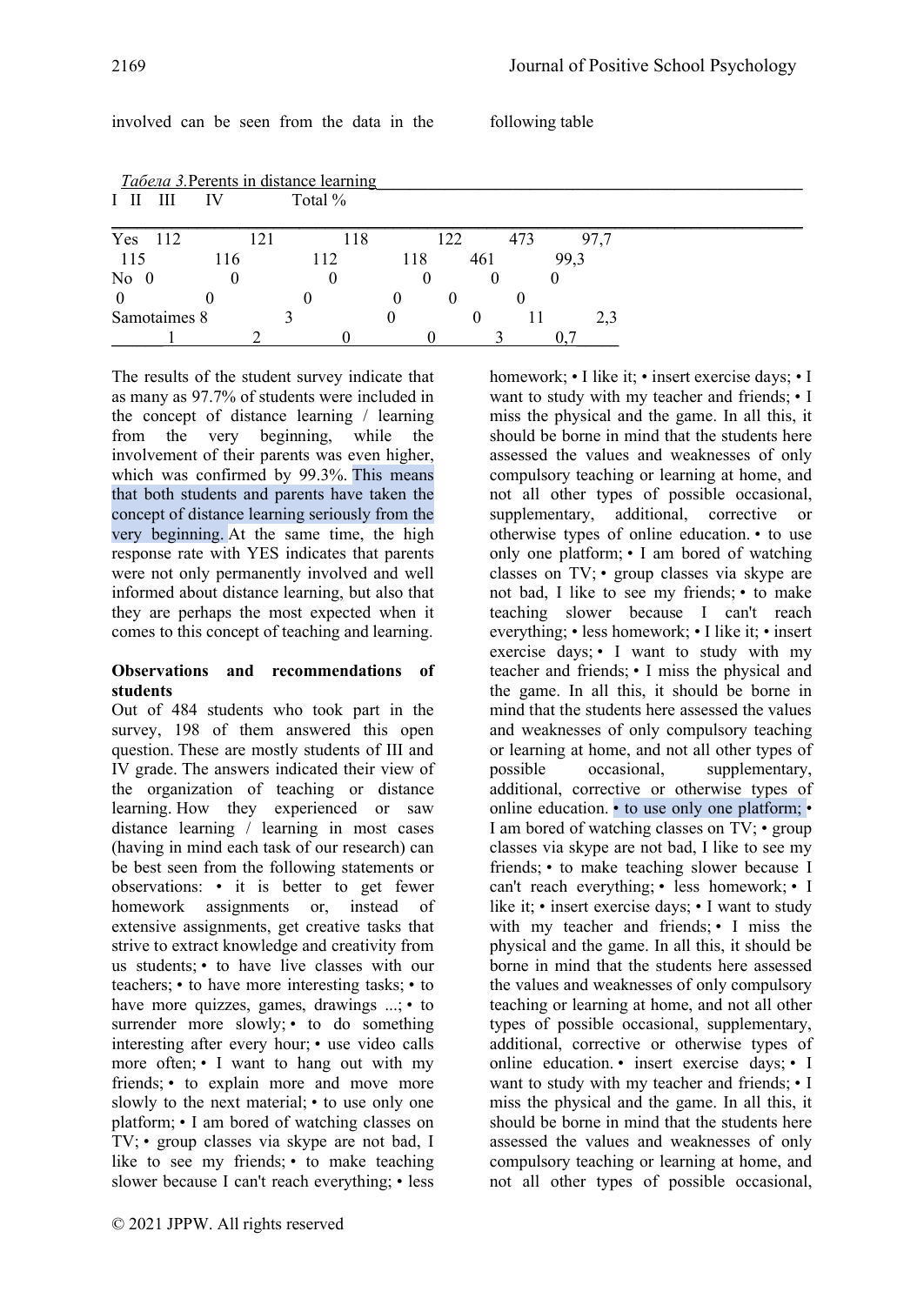involved can be seen from the data in the following table

*Табела 3.*Perents in distance learning

| | I | II | III | IV | Total | % |
|---|---|---|---|---|---|---|
| Yes | 112 | 121 | 118 | 122 | 473 | 97,7 |
| | 115 | 116 | 112 | 118 | 461 | 99,3 |
| No | 0 | 0 | 0 | 0 | 0 | 0 |
| | 0 | 0 | 0 | 0 | 0 | 0 |
| Samotaimes | 8 | 3 | 0 | 0 | 11 | 2,3 |
| | 1 | 2 | 0 | 0 | 3 | 0,7 |

The results of the student survey indicate that as many as 97.7% of students were included in the concept of distance learning / learning from the very beginning, while the involvement of their parents was even higher, which was confirmed by 99.3%. This means that both students and parents have taken the concept of distance learning seriously from the very beginning. At the same time, the high response rate with YES indicates that parents were not only permanently involved and well informed about distance learning, but also that they are perhaps the most expected when it comes to this concept of teaching and learning.

**Observations and recommendations of students**

Out of 484 students who took part in the survey, 198 of them answered this open question. These are mostly students of III and IV grade. The answers indicated their view of the organization of teaching or distance learning. How they experienced or saw distance learning / learning in most cases (having in mind each task of our research) can be best seen from the following statements or observations: • it is better to get fewer homework assignments or, instead of extensive assignments, get creative tasks that strive to extract knowledge and creativity from us students; • to have live classes with our teachers; • to have more interesting tasks; • to have more quizzes, games, drawings ...; • to surrender more slowly; • to do something interesting after every hour; • use video calls more often; • I want to hang out with my friends; • to explain more and move more slowly to the next material; • to use only one platform; • I am bored of watching classes on TV; • group classes via skype are not bad, I like to see my friends; • to make teaching slower because I can't reach everything; • less homework; • I like it; • insert exercise days; • I want to study with my teacher and friends; • I miss the physical and the game. In all this, it should be borne in mind that the students here assessed the values and weaknesses of only compulsory teaching or learning at home, and not all other types of possible occasional, supplementary, additional, corrective or otherwise types of online education. • to use only one platform; • I am bored of watching classes on TV; • group classes via skype are not bad, I like to see my friends; • to make teaching slower because I can't reach everything; • less homework; • I like it; • insert exercise days; • I want to study with my teacher and friends; • I miss the physical and the game. In all this, it should be borne in mind that the students here assessed the values and weaknesses of only compulsory teaching or learning at home, and not all other types of possible occasional, supplementary, additional, corrective or otherwise types of online education. • to use only one platform; • I am bored of watching classes on TV; • group classes via skype are not bad, I like to see my friends; • to make teaching slower because I can't reach everything; • less homework; • I like it; • insert exercise days; • I want to study with my teacher and friends; • I miss the physical and the game. In all this, it should be borne in mind that the students here assessed the values and weaknesses of only compulsory teaching or learning at home, and not all other types of possible occasional, supplementary, additional, corrective or otherwise types of online education. • insert exercise days; • I want to study with my teacher and friends; • I miss the physical and the game. In all this, it should be borne in mind that the students here assessed the values and weaknesses of only compulsory teaching or learning at home, and not all other types of possible occasional,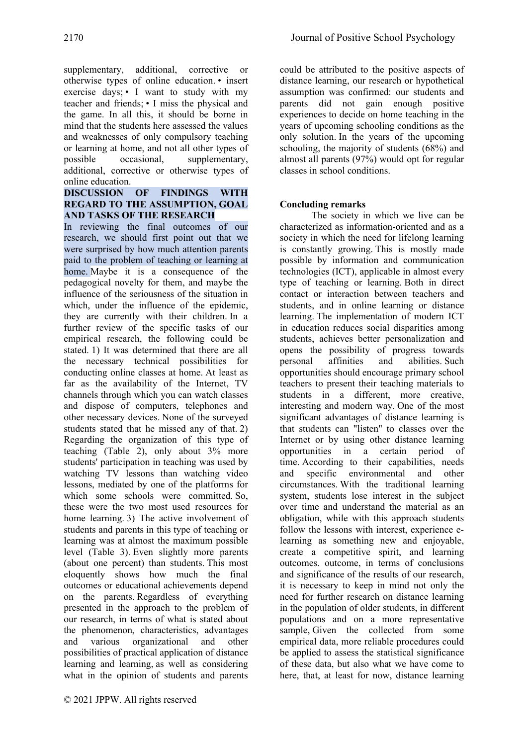supplementary, additional, corrective or otherwise types of online education. • insert exercise days; • I want to study with my teacher and friends; • I miss the physical and the game. In all this, it should be borne in mind that the students here assessed the values and weaknesses of only compulsory teaching or learning at home, and not all other types of possible occasional, supplementary, additional, corrective or otherwise types of online education.

## DISCUSSION OF FINDINGS WITH REGARD TO THE ASSUMPTION, GOAL AND TASKS OF THE RESEARCH

In reviewing the final outcomes of our research, we should first point out that we were surprised by how much attention parents paid to the problem of teaching or learning at home. Maybe it is a consequence of the pedagogical novelty for them, and maybe the influence of the seriousness of the situation in which, under the influence of the epidemic, they are currently with their children. In a further review of the specific tasks of our empirical research, the following could be stated. 1) It was determined that there are all the necessary technical possibilities for conducting online classes at home. At least as far as the availability of the Internet, TV channels through which you can watch classes and dispose of computers, telephones and other necessary devices. None of the surveyed students stated that he missed any of that. 2) Regarding the organization of this type of teaching (Table 2), only about 3% more students' participation in teaching was used by watching TV lessons than watching video lessons, mediated by one of the platforms for which some schools were committed. So, these were the two most used resources for home learning. 3) The active involvement of students and parents in this type of teaching or learning was at almost the maximum possible level (Table 3). Even slightly more parents (about one percent) than students. This most eloquently shows how much the final outcomes or educational achievements depend on the parents. Regardless of everything presented in the approach to the problem of our research, in terms of what is stated about the phenomenon, characteristics, advantages and various organizational and other possibilities of practical application of distance learning and learning, as well as considering what in the opinion of students and parents could be attributed to the positive aspects of distance learning, our research or hypothetical assumption was confirmed: our students and parents did not gain enough positive experiences to decide on home teaching in the years of upcoming schooling conditions as the only solution. In the years of the upcoming schooling, the majority of students (68%) and almost all parents (97%) would opt for regular classes in school conditions.

## Concluding remarks

The society in which we live can be characterized as information-oriented and as a society in which the need for lifelong learning is constantly growing. This is mostly made possible by information and communication technologies (ICT), applicable in almost every type of teaching or learning. Both in direct contact or interaction between teachers and students, and in online learning or distance learning. The implementation of modern ICT in education reduces social disparities among students, achieves better personalization and opens the possibility of progress towards personal affinities and abilities. Such opportunities should encourage primary school teachers to present their teaching materials to students in a different, more creative, interesting and modern way. One of the most significant advantages of distance learning is that students can "listen" to classes over the Internet or by using other distance learning opportunities in a certain period of time. According to their capabilities, needs and specific environmental and other circumstances. With the traditional learning system, students lose interest in the subject over time and understand the material as an obligation, while with this approach students follow the lessons with interest, experience e-learning as something new and enjoyable, create a competitive spirit, and learning outcomes. outcome, in terms of conclusions and significance of the results of our research, it is necessary to keep in mind not only the need for further research on distance learning in the population of older students, in different populations and on a more representative sample, Given the collected from some empirical data, more reliable procedures could be applied to assess the statistical significance of these data, but also what we have come to here, that, at least for now, distance learning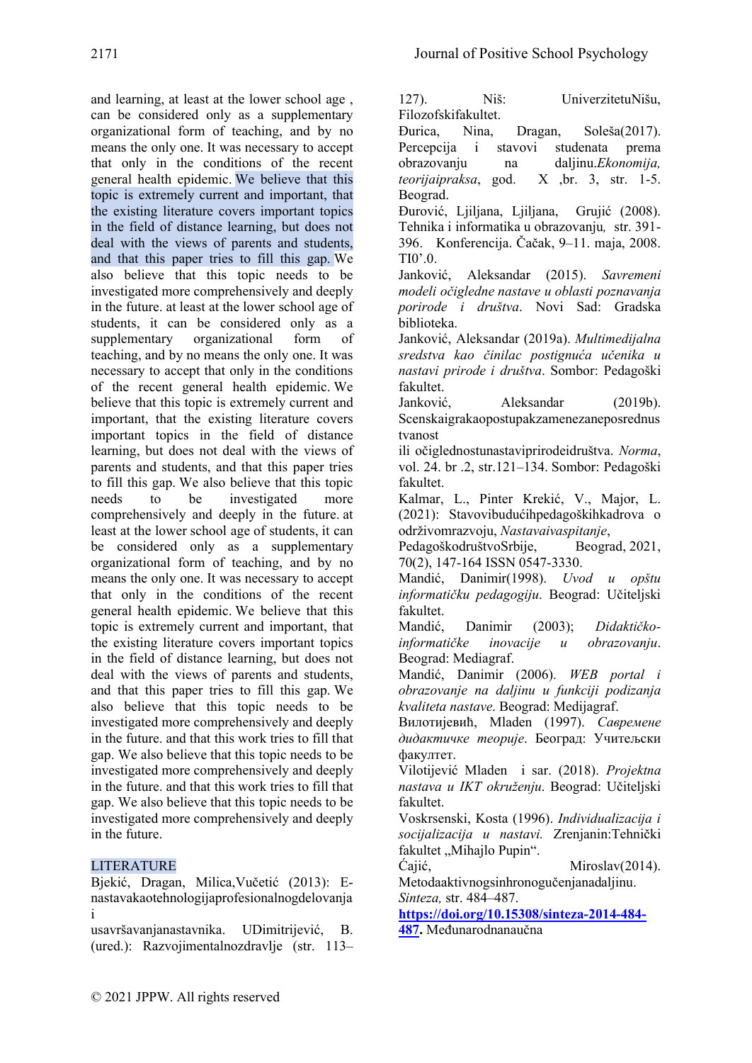and learning, at least at the lower school age , can be considered only as a supplementary organizational form of teaching, and by no means the only one. It was necessary to accept that only in the conditions of the recent general health epidemic. We believe that this topic is extremely current and important, that the existing literature covers important topics in the field of distance learning, but does not deal with the views of parents and students, and that this paper tries to fill this gap. We also believe that this topic needs to be investigated more comprehensively and deeply in the future. at least at the lower school age of students, it can be considered only as a supplementary organizational form of teaching, and by no means the only one. It was necessary to accept that only in the conditions of the recent general health epidemic. We believe that this topic is extremely current and important, that the existing literature covers important topics in the field of distance learning, but does not deal with the views of parents and students, and that this paper tries to fill this gap. We also believe that this topic needs to be investigated more comprehensively and deeply in the future. at least at the lower school age of students, it can be considered only as a supplementary organizational form of teaching, and by no means the only one. It was necessary to accept that only in the conditions of the recent general health epidemic. We believe that this topic is extremely current and important, that the existing literature covers important topics in the field of distance learning, but does not deal with the views of parents and students, and that this paper tries to fill this gap. We also believe that this topic needs to be investigated more comprehensively and deeply in the future. and that this work tries to fill that gap. We also believe that this topic needs to be investigated more comprehensively and deeply in the future. and that this work tries to fill that gap. We also believe that this topic needs to be investigated more comprehensively and deeply in the future.

## LITERATURE

Bjekić, Dragan, Milica,Vučetić (2013): E-nastavakaotehnologijaprofesionalnogdelovanja i usavršavanjanastavnika. UDimitrijević, B. (ured.): Razvojimentalnozdravlje (str. 113–127). Niš: UniverzitetuNišu, Filozofskifakultet.

Đurica, Nina, Dragan, Soleša(2017). Percepcija i stavovi studenata prema obrazovanju na daljinu.*Ekonomija, teorijaipraksa*, god. X ,br. 3, str. 1-5. Beograd.

Đurović, Ljiljana, Ljiljana, Grujić (2008). Tehnika i informatika u obrazovanju*,* str. 391-396. Konferencija. Čačak, 9–11. maja, 2008. TIO'.0.

Janković, Aleksandar (2015). *Savremeni modeli očigledne nastave u oblasti poznavanja porirode i društva*. Novi Sad: Gradska biblioteka.

Janković, Aleksandar (2019a). *Multimedijalna sredstva kao činilac postignuća učenika u nastavi prirode i društva*. Sombor: Pedagoški fakultet.

Janković, Aleksandar (2019b). Scenskaigrakaopostupakzamenezaneposrednus tvanost ili očiglednostunastaviprirodeidruštva. *Norma*, vol. 24. br .2, str.121–134. Sombor: Pedagoški fakultet.

Kalmar, L., Pinter Krekić, V., Major, L. (2021): Stavovibudućihpedagoškihkadrova o održivomrazvoju, *Nastavaivaspitanje*, PedagoškodruštvoSrbije, Beograd, 2021, 70(2), 147-164 ISSN 0547-3330.

Mandić, Danimir(1998). *Uvod u opštu informatičku pedagogiju*. Beograd: Učiteljski fakultet.

Mandić, Danimir (2003); *Didaktičko-informatičke inovacije u obrazovanju*. Beograd: Mediagraf.

Mandić, Danimir (2006). *WEB portal i obrazovanje na daljinu u funkciji podizanja kvaliteta nastave*. Beograd: Medijagraf.

Вилотијевић, Mladen (1997). *Савремене дидактичке теорије*. Београд: Учитељски факултет.

Vilotijević Mladen i sar. (2018). *Projektna nastava u IKT okruženju*. Beograd: Učiteljski fakultet.

Voskrsenski, Kosta (1996). *Individualizacija i socijalizacija u nastavi.* Zrenjanin:Tehnički fakultet „Mihajlo Pupin".

Ćajić, Miroslav(2014). Metodaaktivnogsinhronogučenjanadaljinu. *Sinteza,* str. 484–487. **https://doi.org/10.15308/sinteza-2014-484-487.** Međunarodnanaučna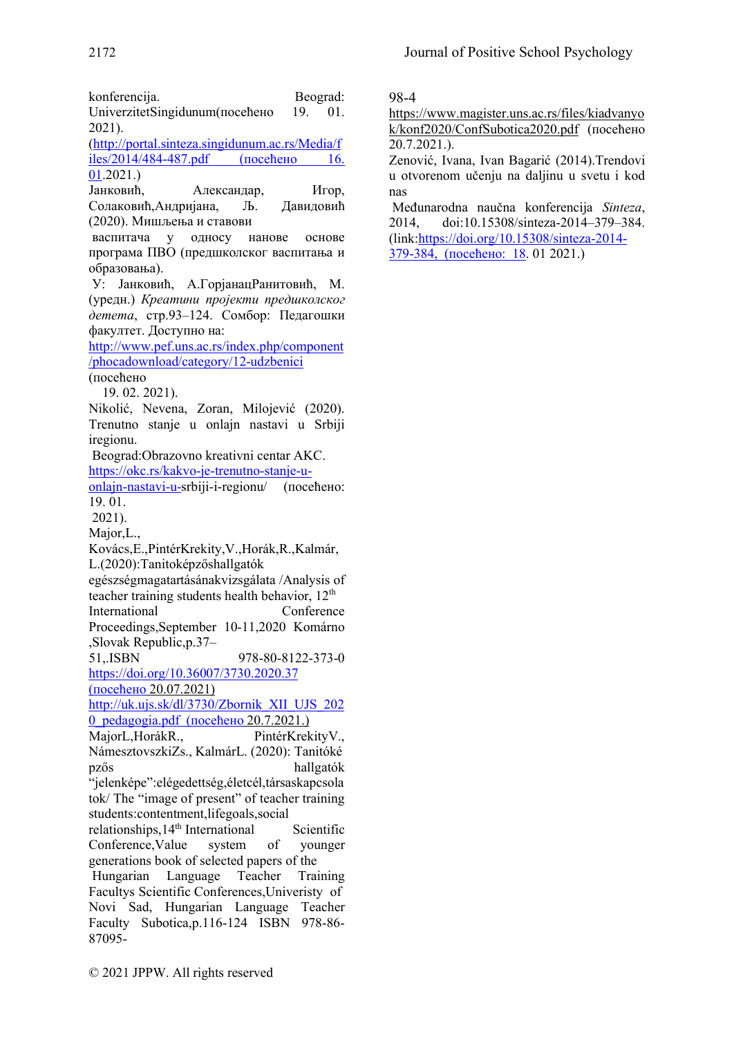konferencija. Beograd: UniverzitetSingidunum(посећено 19. 01. 2021).
(http://portal.sinteza.singidunum.ac.rs/Media/files/2014/484-487.pdf (посећено 16. 01.2021.)

Јанковић, Александар, Игор, Солаковић,Андријана, Љ. Давидовић (2020). Мишљења и ставови васпитача у односу нанове основе програма ПВО (предшколског васпитања и образовања).
У: Јанковић, А.ГорјанацРанитовић, М. (уредн.) *Креатини пројекти предшколског детета*, стр.93–124. Сомбор: Педагошки факултет. Доступно на: http://www.pef.uns.ac.rs/index.php/component/phocadownload/category/12-udzbenici (посећено 19. 02. 2021).

Nikolić, Nevena, Zoran, Milojević (2020). Trenutno stanje u onlajn nastavi u Srbiji iregionu.
Beograd:Obrazovno kreativni centar AKC. https://okc.rs/kakvo-je-trenutno-stanje-u-onlajn-nastavi-u-srbiji-i-regionu/ (посећено: 19. 01. 2021).

Major,L., Kovács,E.,PintérKrekity,V.,Horák,R.,Kalmár, L.(2020):Tanitoképzőshallgatók egészségmagatartásánakvizsgálata /Analysis of teacher training students health behavior, 12th International Conference Proceedings,September 10-11,2020 Komárno ,Slovak Republic,p.37–51,.ISBN 978-80-8122-373-0 https://doi.org/10.36007/3730.2020.37 (посећено 20.07.2021)
http://uk.ujs.sk/dl/3730/Zbornik_XII_UJS_2020_pedagogia.pdf (посећено 20.7.2021.)

MajorL,HorákR., PintérKrekityV., NámesztovszkiZs., KalmárL. (2020): Tanítóképzős hallgatók "jelenképe":elégedettség,életcél,társaskapcsolatok/ The "image of present" of teacher training students:contentment,lifegoals,social relationships,14th International Scientific Conference,Value system of younger generations book of selected papers of the Hungarian Language Teacher Training Facultys Scientific Conferences,Univeristy of Novi Sad, Hungarian Language Teacher Faculty Subotica,p.116-124 ISBN 978-86-87095-98-4
https://www.magister.uns.ac.rs/files/kiadvanyok/konf2020/ConfSubotica2020.pdf (посећено 20.7.2021.).

Zenović, Ivana, Ivan Bagarić (2014).Trendovi u otvorenom učenju na daljinu u svetu i kod nas
Međunarodna naučna konferencija *Sinteza*, 2014, doi:10.15308/sinteza-2014–379–384. (link:https://doi.org/10.15308/sinteza-2014-379-384, (посећено: 18. 01 2021.)